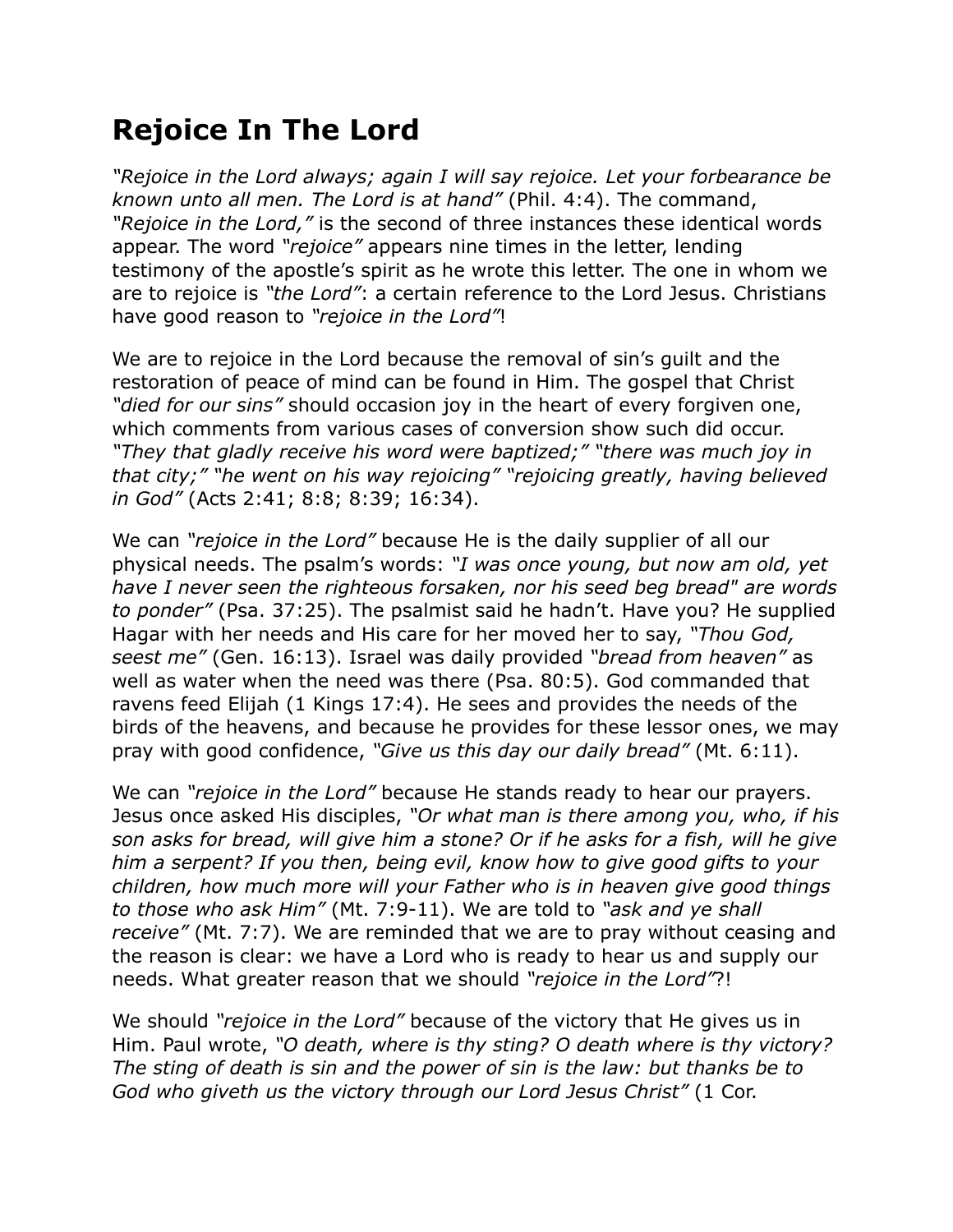# Rejoice In The Lord

*"Rejoice in the Lord always; again I will say rejoice. Let your forbearance be known unto all men. The Lord is at hand"* (Phil. 4:4). The command, *"Rejoice in the Lord,"* is the second of three instances these identical words appear. The word *"rejoice"* appears nine times in the letter, lending testimony of the apostle's spirit as he wrote this letter. The one in whom we are to rejoice is *"the Lord"*: a certain reference to the Lord Jesus. Christians have good reason to *"rejoice in the Lord"*!

We are to rejoice in the Lord because the removal of sin's guilt and the restoration of peace of mind can be found in Him. The gospel that Christ *"died for our sins"* should occasion joy in the heart of every forgiven one, which comments from various cases of conversion show such did occur. *"They that gladly receive his word were baptized;" "there was much joy in that city;" "he went on his way rejoicing" "rejoicing greatly, having believed in God"* (Acts 2:41; 8:8; 8:39; 16:34).

We can *"rejoice in the Lord"* because He is the daily supplier of all our physical needs. The psalm's words: *"I was once young, but now am old, yet have I never seen the righteous forsaken, nor his seed beg bread" are words to ponder"* (Psa. 37:25). The psalmist said he hadn't. Have you? He supplied Hagar with her needs and His care for her moved her to say, *"Thou God, seest me"* (Gen. 16:13). Israel was daily provided *"bread from heaven"* as well as water when the need was there (Psa. 80:5). God commanded that ravens feed Elijah (1 Kings 17:4). He sees and provides the needs of the birds of the heavens, and because he provides for these lessor ones, we may pray with good confidence, *"Give us this day our daily bread"* (Mt. 6:11).

We can *"rejoice in the Lord"* because He stands ready to hear our prayers. Jesus once asked His disciples, *"Or what man is there among you, who, if his son asks for bread, will give him a stone? Or if he asks for a fish, will he give him a serpent? If you then, being evil, know how to give good gifts to your children, how much more will your Father who is in heaven give good things to those who ask Him"* (Mt. 7:9-11). We are told to *"ask and ye shall receive"* (Mt. 7:7). We are reminded that we are to pray without ceasing and the reason is clear: we have a Lord who is ready to hear us and supply our needs. What greater reason that we should *"rejoice in the Lord"*?!

We should *"rejoice in the Lord"* because of the victory that He gives us in Him. Paul wrote, *"O death, where is thy sting? O death where is thy victory? The sting of death is sin and the power of sin is the law: but thanks be to God who giveth us the victory through our Lord Jesus Christ"* (1 Cor.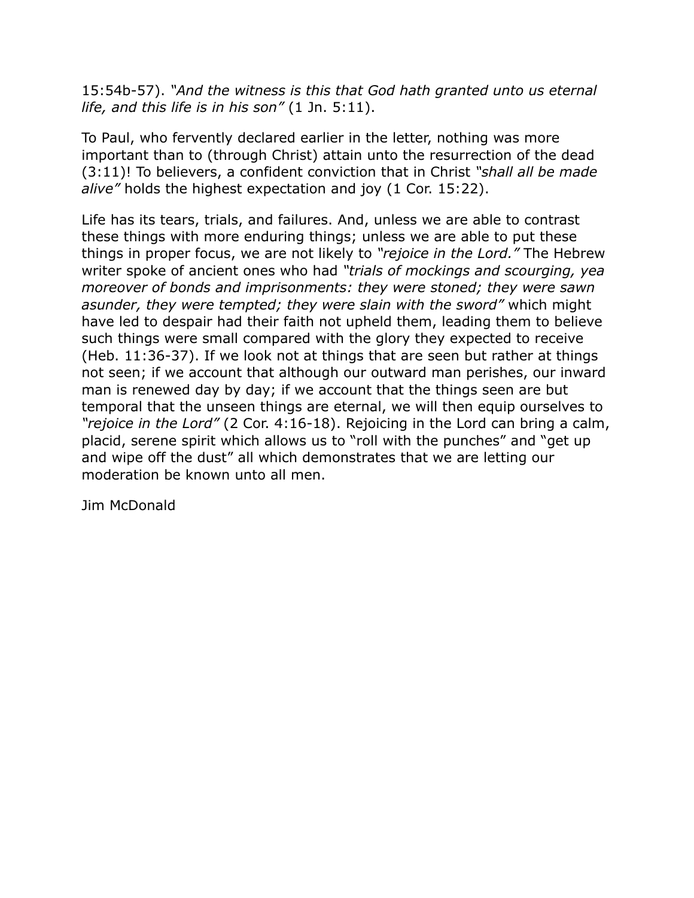15:54b-57). *"And the witness is this that God hath granted unto us eternal life, and this life is in his son"* (1 Jn. 5:11).

To Paul, who fervently declared earlier in the letter, nothing was more important than to (through Christ) attain unto the resurrection of the dead (3:11)! To believers, a confident conviction that in Christ *"shall all be made alive"* holds the highest expectation and joy (1 Cor. 15:22).

Life has its tears, trials, and failures. And, unless we are able to contrast these things with more enduring things; unless we are able to put these things in proper focus, we are not likely to *"rejoice in the Lord."* The Hebrew writer spoke of ancient ones who had *"trials of mockings and scourging, yea moreover of bonds and imprisonments: they were stoned; they were sawn asunder, they were tempted; they were slain with the sword"* which might have led to despair had their faith not upheld them, leading them to believe such things were small compared with the glory they expected to receive (Heb. 11:36-37). If we look not at things that are seen but rather at things not seen; if we account that although our outward man perishes, our inward man is renewed day by day; if we account that the things seen are but temporal that the unseen things are eternal, we will then equip ourselves to *"rejoice in the Lord"* (2 Cor. 4:16-18). Rejoicing in the Lord can bring a calm, placid, serene spirit which allows us to "roll with the punches" and "get up and wipe off the dust" all which demonstrates that we are letting our moderation be known unto all men.

Jim McDonald